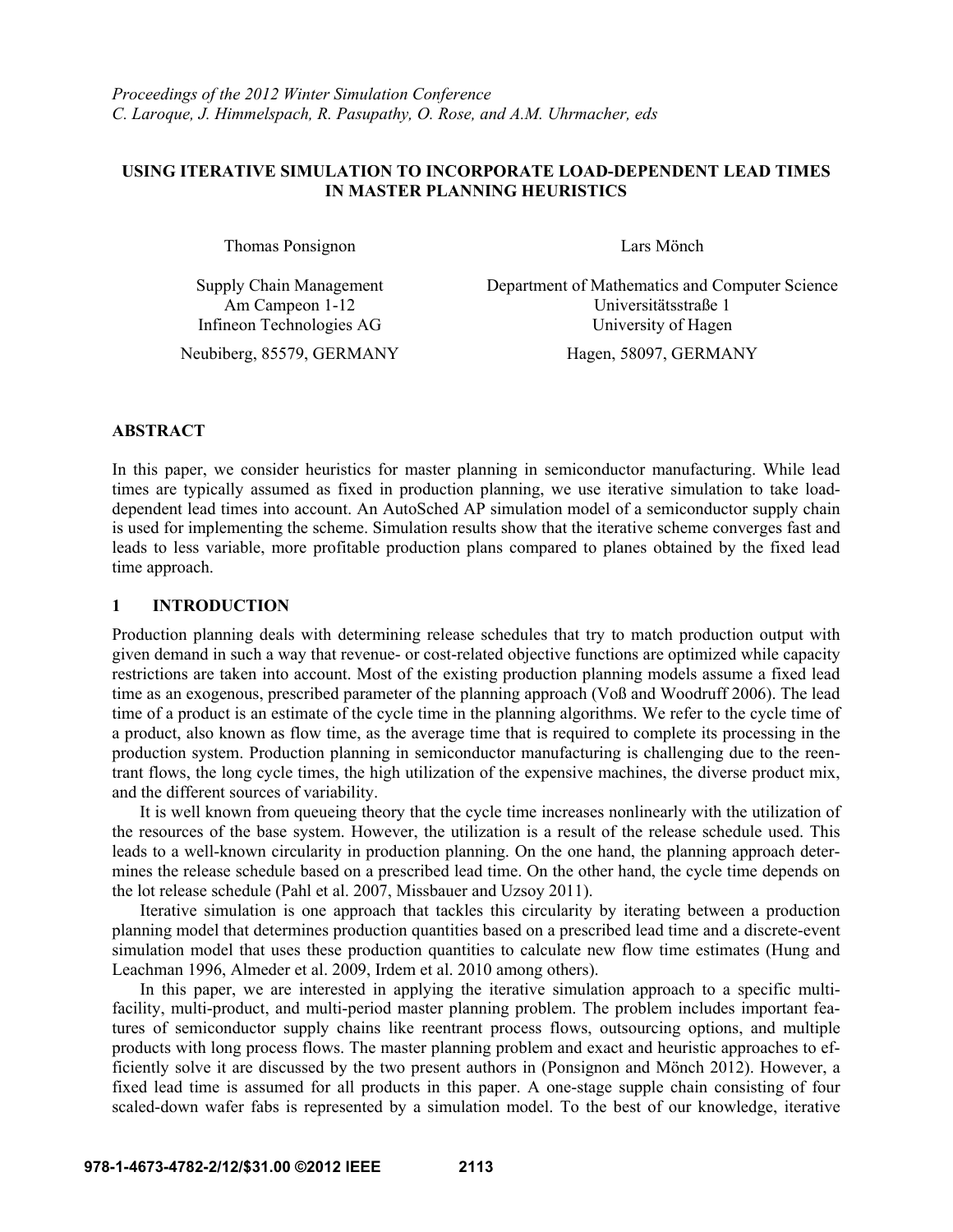*Proceedings of the 2012 Winter Simulation Conference*
*C. Laroque, J. Himmelspach, R. Pasupathy, O. Rose, and A.M. Uhrmacher, eds*

# USING ITERATIVE SIMULATION TO INCORPORATE LOAD-DEPENDENT LEAD TIMES IN MASTER PLANNING HEURISTICS

Thomas Ponsignon

Supply Chain Management
Am Campeon 1-12
Infineon Technologies AG
Neubiberg, 85579, GERMANY

Lars Mönch

Department of Mathematics and Computer Science
Universitätsstraße 1
University of Hagen
Hagen, 58097, GERMANY

## ABSTRACT

In this paper, we consider heuristics for master planning in semiconductor manufacturing. While lead times are typically assumed as fixed in production planning, we use iterative simulation to take load-dependent lead times into account. An AutoSched AP simulation model of a semiconductor supply chain is used for implementing the scheme. Simulation results show that the iterative scheme converges fast and leads to less variable, more profitable production plans compared to planes obtained by the fixed lead time approach.

## 1 INTRODUCTION

Production planning deals with determining release schedules that try to match production output with given demand in such a way that revenue- or cost-related objective functions are optimized while capacity restrictions are taken into account. Most of the existing production planning models assume a fixed lead time as an exogenous, prescribed parameter of the planning approach (Voß and Woodruff 2006). The lead time of a product is an estimate of the cycle time in the planning algorithms. We refer to the cycle time of a product, also known as flow time, as the average time that is required to complete its processing in the production system. Production planning in semiconductor manufacturing is challenging due to the reentrant flows, the long cycle times, the high utilization of the expensive machines, the diverse product mix, and the different sources of variability.

It is well known from queueing theory that the cycle time increases nonlinearly with the utilization of the resources of the base system. However, the utilization is a result of the release schedule used. This leads to a well-known circularity in production planning. On the one hand, the planning approach determines the release schedule based on a prescribed lead time. On the other hand, the cycle time depends on the lot release schedule (Pahl et al. 2007, Missbauer and Uzsoy 2011).

Iterative simulation is one approach that tackles this circularity by iterating between a production planning model that determines production quantities based on a prescribed lead time and a discrete-event simulation model that uses these production quantities to calculate new flow time estimates (Hung and Leachman 1996, Almeder et al. 2009, Irdem et al. 2010 among others).

In this paper, we are interested in applying the iterative simulation approach to a specific multi-facility, multi-product, and multi-period master planning problem. The problem includes important features of semiconductor supply chains like reentrant process flows, outsourcing options, and multiple products with long process flows. The master planning problem and exact and heuristic approaches to efficiently solve it are discussed by the two present authors in (Ponsignon and Mönch 2012). However, a fixed lead time is assumed for all products in this paper. A one-stage supple chain consisting of four scaled-down wafer fabs is represented by a simulation model. To the best of our knowledge, iterative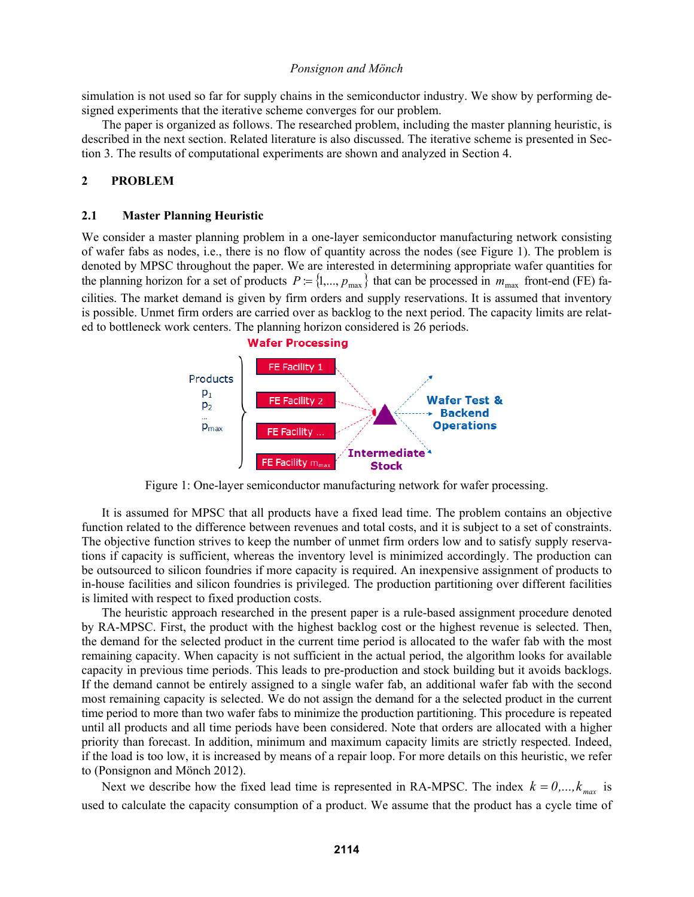simulation is not used so far for supply chains in the semiconductor industry. We show by performing designed experiments that the iterative scheme converges for our problem.

The paper is organized as follows. The researched problem, including the master planning heuristic, is described in the next section. Related literature is also discussed. The iterative scheme is presented in Section 3. The results of computational experiments are shown and analyzed in Section 4.

## 2 PROBLEM

### 2.1 Master Planning Heuristic

We consider a master planning problem in a one-layer semiconductor manufacturing network consisting of wafer fabs as nodes, i.e., there is no flow of quantity across the nodes (see Figure 1). The problem is denoted by MPSC throughout the paper. We are interested in determining appropriate wafer quantities for the planning horizon for a set of products $P := \{1,..., p_{\max}\}$ that can be processed in $m_{\max}$ front-end (FE) facilities. The market demand is given by firm orders and supply reservations. It is assumed that inventory is possible. Unmet firm orders are carried over as backlog to the next period. The capacity limits are related to bottleneck work centers. The planning horizon considered is 26 periods.

Wafer Processing

Products
$p_1$
$p_2$
...
$p_{max}$

FE Facility 1
FE Facility 2
FE Facility ...
FE Facility $m_{max}$

Intermediate Stock

Wafer Test & Backend Operations

Figure 1: One-layer semiconductor manufacturing network for wafer processing.

It is assumed for MPSC that all products have a fixed lead time. The problem contains an objective function related to the difference between revenues and total costs, and it is subject to a set of constraints. The objective function strives to keep the number of unmet firm orders low and to satisfy supply reservations if capacity is sufficient, whereas the inventory level is minimized accordingly. The production can be outsourced to silicon foundries if more capacity is required. An inexpensive assignment of products to in-house facilities and silicon foundries is privileged. The production partitioning over different facilities is limited with respect to fixed production costs.

The heuristic approach researched in the present paper is a rule-based assignment procedure denoted by RA-MPSC. First, the product with the highest backlog cost or the highest revenue is selected. Then, the demand for the selected product in the current time period is allocated to the wafer fab with the most remaining capacity. When capacity is not sufficient in the actual period, the algorithm looks for available capacity in previous time periods. This leads to pre-production and stock building but it avoids backlogs. If the demand cannot be entirely assigned to a single wafer fab, an additional wafer fab with the second most remaining capacity is selected. We do not assign the demand for a the selected product in the current time period to more than two wafer fabs to minimize the production partitioning. This procedure is repeated until all products and all time periods have been considered. Note that orders are allocated with a higher priority than forecast. In addition, minimum and maximum capacity limits are strictly respected. Indeed, if the load is too low, it is increased by means of a repair loop. For more details on this heuristic, we refer to (Ponsignon and Mönch 2012).

Next we describe how the fixed lead time is represented in RA-MPSC. The index $k = 0,...,k_{max}$ is used to calculate the capacity consumption of a product. We assume that the product has a cycle time of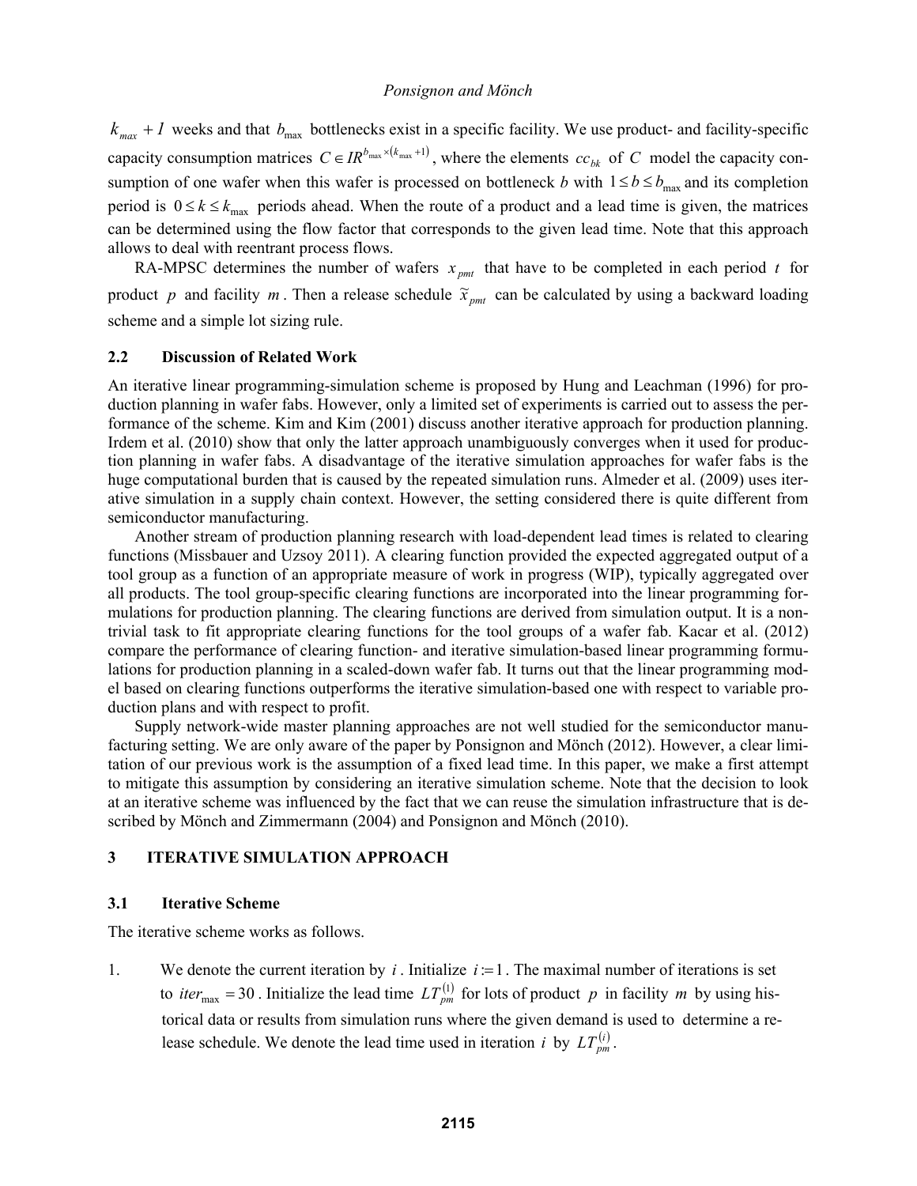$k_{max} + 1$ weeks and that $b_{\max}$ bottlenecks exist in a specific facility. We use product- and facility-specific capacity consumption matrices $C \in IR^{b_{\max} \times (k_{\max}+1)}$, where the elements $cc_{bk}$ of $C$ model the capacity consumption of one wafer when this wafer is processed on bottleneck *b* with $1 \leq b \leq b_{\max}$ and its completion period is $0 \leq k \leq k_{\max}$ periods ahead. When the route of a product and a lead time is given, the matrices can be determined using the flow factor that corresponds to the given lead time. Note that this approach allows to deal with reentrant process flows.

RA-MPSC determines the number of wafers $x_{pmt}$ that have to be completed in each period $t$ for product $p$ and facility $m$. Then a release schedule $\tilde{x}_{pmt}$ can be calculated by using a backward loading scheme and a simple lot sizing rule.

## 2.2 Discussion of Related Work

An iterative linear programming-simulation scheme is proposed by Hung and Leachman (1996) for production planning in wafer fabs. However, only a limited set of experiments is carried out to assess the performance of the scheme. Kim and Kim (2001) discuss another iterative approach for production planning. Irdem et al. (2010) show that only the latter approach unambiguously converges when it used for production planning in wafer fabs. A disadvantage of the iterative simulation approaches for wafer fabs is the huge computational burden that is caused by the repeated simulation runs. Almeder et al. (2009) uses iterative simulation in a supply chain context. However, the setting considered there is quite different from semiconductor manufacturing.

Another stream of production planning research with load-dependent lead times is related to clearing functions (Missbauer and Uzsoy 2011). A clearing function provided the expected aggregated output of a tool group as a function of an appropriate measure of work in progress (WIP), typically aggregated over all products. The tool group-specific clearing functions are incorporated into the linear programming formulations for production planning. The clearing functions are derived from simulation output. It is a non-trivial task to fit appropriate clearing functions for the tool groups of a wafer fab. Kacar et al. (2012) compare the performance of clearing function- and iterative simulation-based linear programming formulations for production planning in a scaled-down wafer fab. It turns out that the linear programming model based on clearing functions outperforms the iterative simulation-based one with respect to variable production plans and with respect to profit.

Supply network-wide master planning approaches are not well studied for the semiconductor manufacturing setting. We are only aware of the paper by Ponsignon and Mönch (2012). However, a clear limitation of our previous work is the assumption of a fixed lead time. In this paper, we make a first attempt to mitigate this assumption by considering an iterative simulation scheme. Note that the decision to look at an iterative scheme was influenced by the fact that we can reuse the simulation infrastructure that is described by Mönch and Zimmermann (2004) and Ponsignon and Mönch (2010).

# 3 ITERATIVE SIMULATION APPROACH

## 3.1 Iterative Scheme

The iterative scheme works as follows.

1. We denote the current iteration by $i$. Initialize $i := 1$. The maximal number of iterations is set to $iter_{\max} = 30$. Initialize the lead time $LT_{pm}^{(1)}$ for lots of product $p$ in facility $m$ by using historical data or results from simulation runs where the given demand is used to determine a release schedule. We denote the lead time used in iteration $i$ by $LT_{pm}^{(i)}$.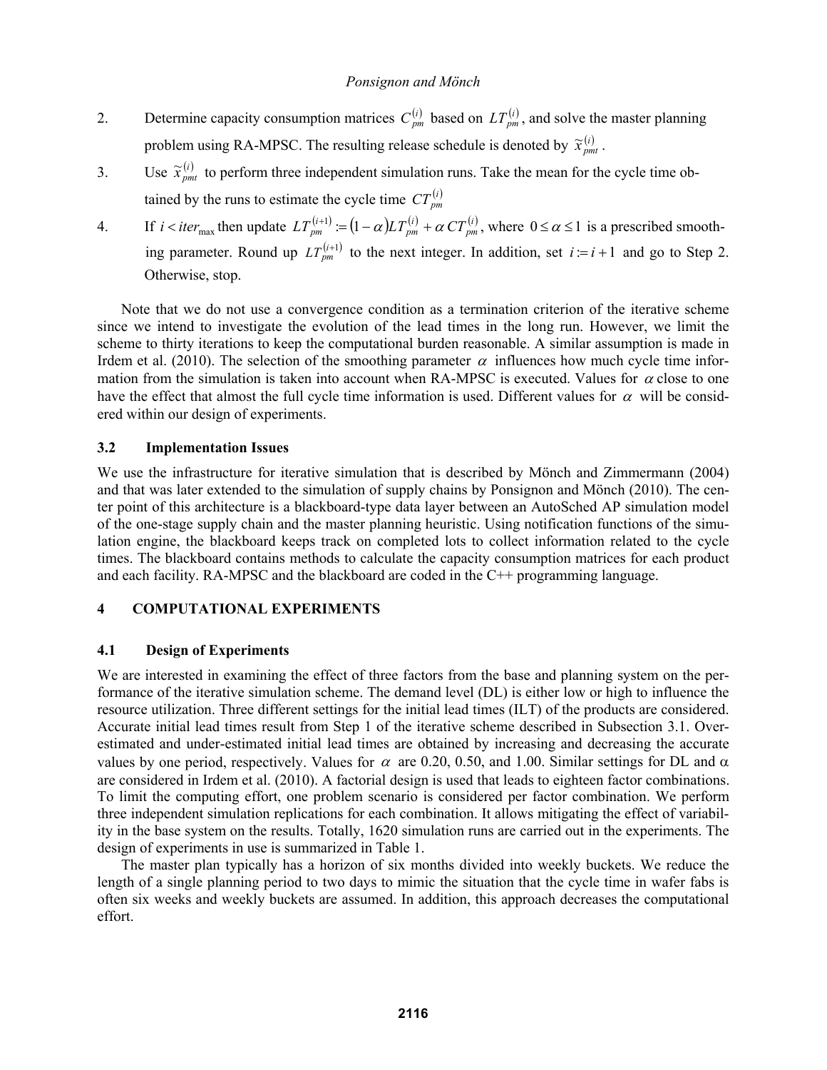2. Determine capacity consumption matrices $C_{pm}^{(i)}$ based on $LT_{pm}^{(i)}$, and solve the master planning problem using RA-MPSC. The resulting release schedule is denoted by $\tilde{x}_{pmt}^{(i)}$.
3. Use $\tilde{x}_{pmt}^{(i)}$ to perform three independent simulation runs. Take the mean for the cycle time obtained by the runs to estimate the cycle time $CT_{pm}^{(i)}$
4. If $i < iter_{\max}$ then update $LT_{pm}^{(i+1)} := (1-\alpha)LT_{pm}^{(i)} + \alpha\, CT_{pm}^{(i)}$, where $0 \le \alpha \le 1$ is a prescribed smoothing parameter. Round up $LT_{pm}^{(i+1)}$ to the next integer. In addition, set $i := i+1$ and go to Step 2. Otherwise, stop.

Note that we do not use a convergence condition as a termination criterion of the iterative scheme since we intend to investigate the evolution of the lead times in the long run. However, we limit the scheme to thirty iterations to keep the computational burden reasonable. A similar assumption is made in Irdem et al. (2010). The selection of the smoothing parameter $\alpha$ influences how much cycle time information from the simulation is taken into account when RA-MPSC is executed. Values for $\alpha$ close to one have the effect that almost the full cycle time information is used. Different values for $\alpha$ will be considered within our design of experiments.

### 3.2 Implementation Issues

We use the infrastructure for iterative simulation that is described by Mönch and Zimmermann (2004) and that was later extended to the simulation of supply chains by Ponsignon and Mönch (2010). The center point of this architecture is a blackboard-type data layer between an AutoSched AP simulation model of the one-stage supply chain and the master planning heuristic. Using notification functions of the simulation engine, the blackboard keeps track on completed lots to collect information related to the cycle times. The blackboard contains methods to calculate the capacity consumption matrices for each product and each facility. RA-MPSC and the blackboard are coded in the C++ programming language.

## 4 COMPUTATIONAL EXPERIMENTS

### 4.1 Design of Experiments

We are interested in examining the effect of three factors from the base and planning system on the performance of the iterative simulation scheme. The demand level (DL) is either low or high to influence the resource utilization. Three different settings for the initial lead times (ILT) of the products are considered. Accurate initial lead times result from Step 1 of the iterative scheme described in Subsection 3.1. Overestimated and under-estimated initial lead times are obtained by increasing and decreasing the accurate values by one period, respectively. Values for $\alpha$ are 0.20, 0.50, and 1.00. Similar settings for DL and $\alpha$ are considered in Irdem et al. (2010). A factorial design is used that leads to eighteen factor combinations. To limit the computing effort, one problem scenario is considered per factor combination. We perform three independent simulation replications for each combination. It allows mitigating the effect of variability in the base system on the results. Totally, 1620 simulation runs are carried out in the experiments. The design of experiments in use is summarized in Table 1.

The master plan typically has a horizon of six months divided into weekly buckets. We reduce the length of a single planning period to two days to mimic the situation that the cycle time in wafer fabs is often six weeks and weekly buckets are assumed. In addition, this approach decreases the computational effort.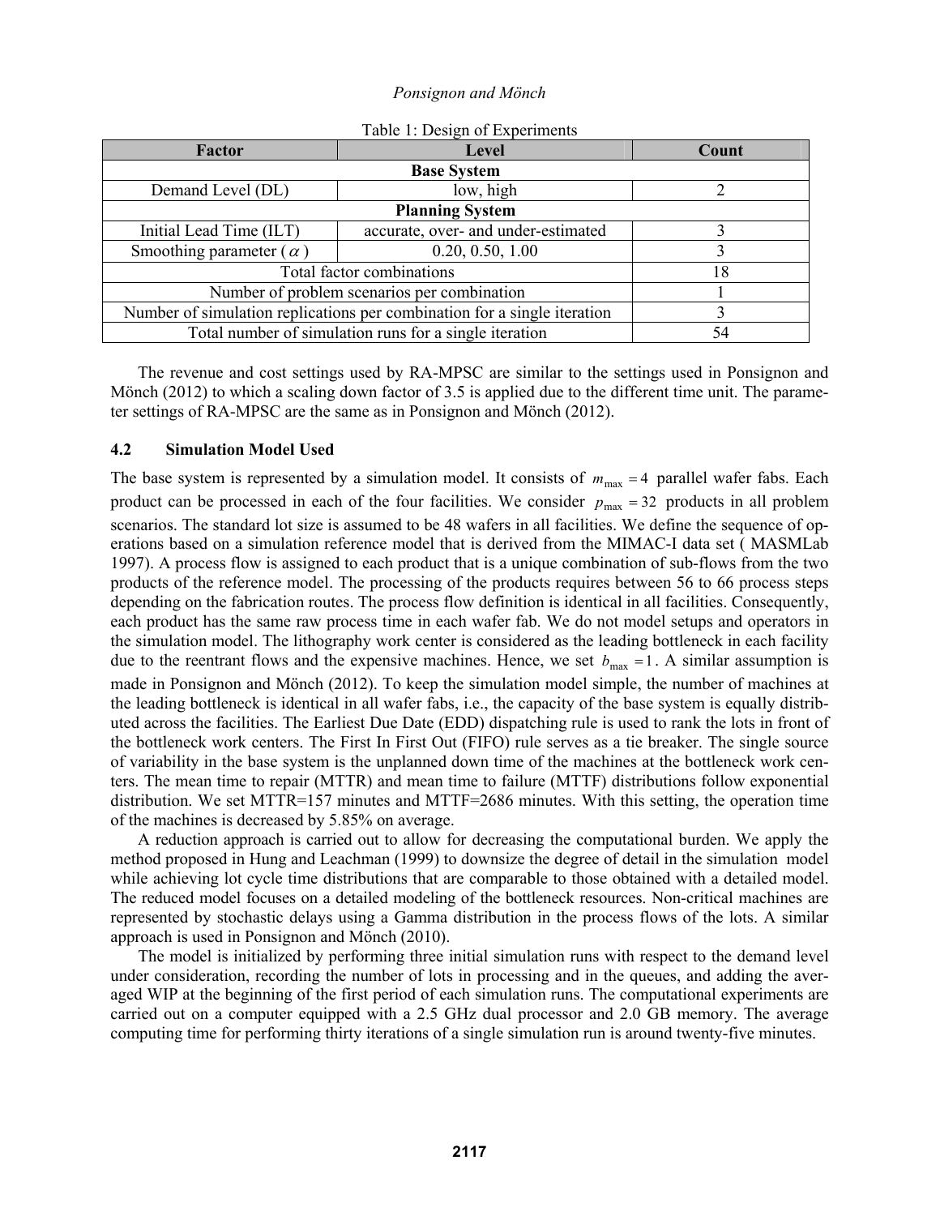Table 1: Design of Experiments

| Factor | Level | Count |
|---|---|---|
| **Base System** | | |
| Demand Level (DL) | low, high | 2 |
| **Planning System** | | |
| Initial Lead Time (ILT) | accurate, over- and under-estimated | 3 |
| Smoothing parameter ($\alpha$) | 0.20, 0.50, 1.00 | 3 |
| Total factor combinations | | 18 |
| Number of problem scenarios per combination | | 1 |
| Number of simulation replications per combination for a single iteration | | 3 |
| Total number of simulation runs for a single iteration | | 54 |

The revenue and cost settings used by RA-MPSC are similar to the settings used in Ponsignon and Mönch (2012) to which a scaling down factor of 3.5 is applied due to the different time unit. The parameter settings of RA-MPSC are the same as in Ponsignon and Mönch (2012).

### 4.2 Simulation Model Used

The base system is represented by a simulation model. It consists of $m_{\max} = 4$ parallel wafer fabs. Each product can be processed in each of the four facilities. We consider $p_{\max} = 32$ products in all problem scenarios. The standard lot size is assumed to be 48 wafers in all facilities. We define the sequence of operations based on a simulation reference model that is derived from the MIMAC-I data set ( MASMLab 1997). A process flow is assigned to each product that is a unique combination of sub-flows from the two products of the reference model. The processing of the products requires between 56 to 66 process steps depending on the fabrication routes. The process flow definition is identical in all facilities. Consequently, each product has the same raw process time in each wafer fab. We do not model setups and operators in the simulation model. The lithography work center is considered as the leading bottleneck in each facility due to the reentrant flows and the expensive machines. Hence, we set $b_{\max} = 1$. A similar assumption is made in Ponsignon and Mönch (2012). To keep the simulation model simple, the number of machines at the leading bottleneck is identical in all wafer fabs, i.e., the capacity of the base system is equally distributed across the facilities. The Earliest Due Date (EDD) dispatching rule is used to rank the lots in front of the bottleneck work centers. The First In First Out (FIFO) rule serves as a tie breaker. The single source of variability in the base system is the unplanned down time of the machines at the bottleneck work centers. The mean time to repair (MTTR) and mean time to failure (MTTF) distributions follow exponential distribution. We set MTTR=157 minutes and MTTF=2686 minutes. With this setting, the operation time of the machines is decreased by 5.85% on average.

A reduction approach is carried out to allow for decreasing the computational burden. We apply the method proposed in Hung and Leachman (1999) to downsize the degree of detail in the simulation model while achieving lot cycle time distributions that are comparable to those obtained with a detailed model. The reduced model focuses on a detailed modeling of the bottleneck resources. Non-critical machines are represented by stochastic delays using a Gamma distribution in the process flows of the lots. A similar approach is used in Ponsignon and Mönch (2010).

The model is initialized by performing three initial simulation runs with respect to the demand level under consideration, recording the number of lots in processing and in the queues, and adding the averaged WIP at the beginning of the first period of each simulation runs. The computational experiments are carried out on a computer equipped with a 2.5 GHz dual processor and 2.0 GB memory. The average computing time for performing thirty iterations of a single simulation run is around twenty-five minutes.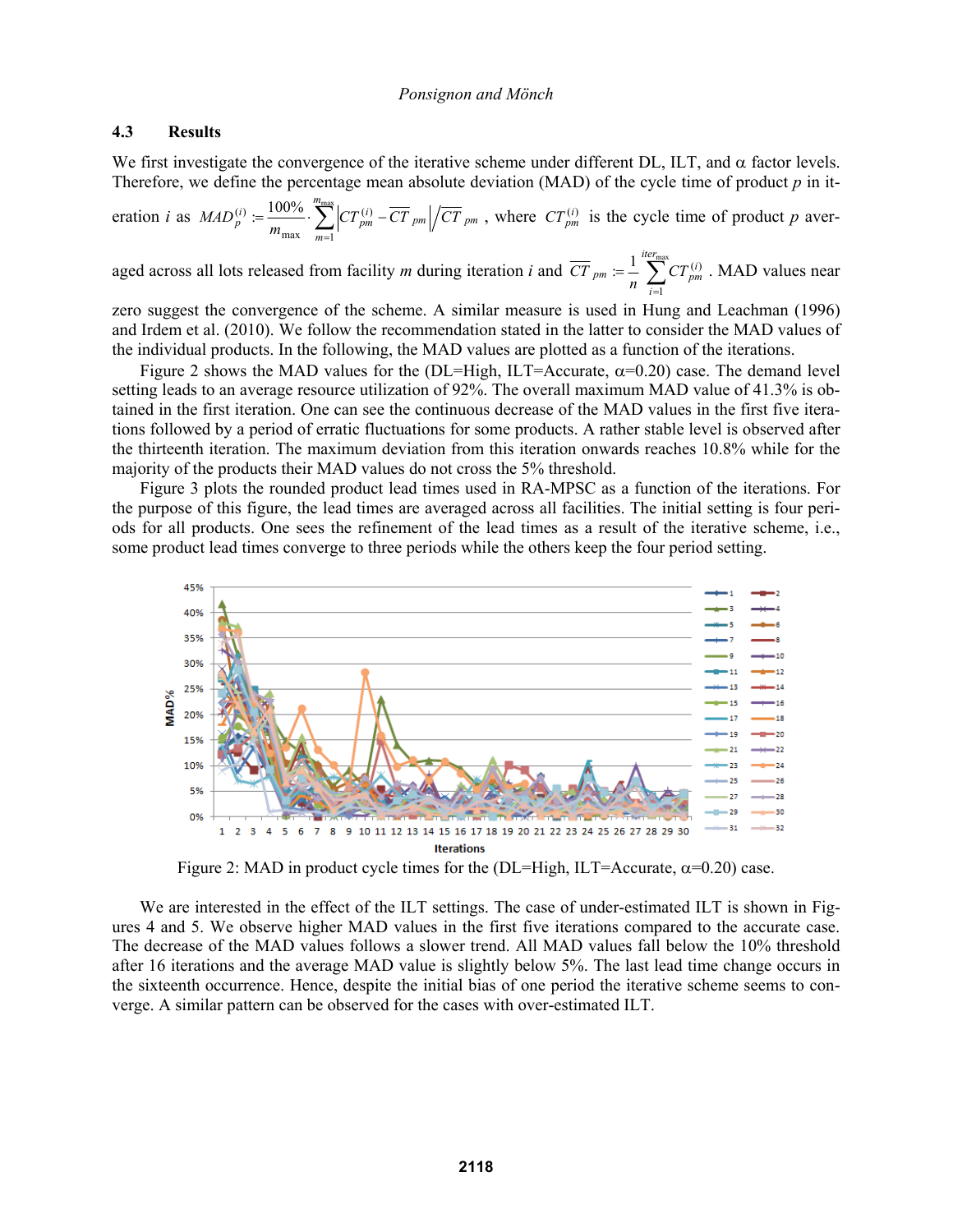### 4.3 Results

We first investigate the convergence of the iterative scheme under different DL, ILT, and α factor levels. Therefore, we define the percentage mean absolute deviation (MAD) of the cycle time of product $p$ in iteration $i$ as $MAD_p^{(i)} := \frac{100\%}{m_{\max}} \cdot \sum_{m=1}^{m_{\max}} \left| CT_{pm}^{(i)} - \overline{CT}_{pm} \right| / \overline{CT}_{pm}$, where $CT_{pm}^{(i)}$ is the cycle time of product $p$ averaged across all lots released from facility $m$ during iteration $i$ and $\overline{CT}_{pm} := \frac{1}{n} \sum_{i=1}^{iter_{\max}} CT_{pm}^{(i)}$. MAD values near zero suggest the convergence of the scheme. A similar measure is used in Hung and Leachman (1996) and Irdem et al. (2010). We follow the recommendation stated in the latter to consider the MAD values of the individual products. In the following, the MAD values are plotted as a function of the iterations.

Figure 2 shows the MAD values for the (DL=High, ILT=Accurate, α=0.20) case. The demand level setting leads to an average resource utilization of 92%. The overall maximum MAD value of 41.3% is obtained in the first iteration. One can see the continuous decrease of the MAD values in the first five iterations followed by a period of erratic fluctuations for some products. A rather stable level is observed after the thirteenth iteration. The maximum deviation from this iteration onwards reaches 10.8% while for the majority of the products their MAD values do not cross the 5% threshold.

Figure 3 plots the rounded product lead times used in RA-MPSC as a function of the iterations. For the purpose of this figure, the lead times are averaged across all facilities. The initial setting is four periods for all products. One sees the refinement of the lead times as a result of the iterative scheme, i.e., some product lead times converge to three periods while the others keep the four period setting.

Figure 2: MAD in product cycle times for the (DL=High, ILT=Accurate, α=0.20) case.

We are interested in the effect of the ILT settings. The case of under-estimated ILT is shown in Figures 4 and 5. We observe higher MAD values in the first five iterations compared to the accurate case. The decrease of the MAD values follows a slower trend. All MAD values fall below the 10% threshold after 16 iterations and the average MAD value is slightly below 5%. The last lead time change occurs in the sixteenth occurrence. Hence, despite the initial bias of one period the iterative scheme seems to converge. A similar pattern can be observed for the cases with over-estimated ILT.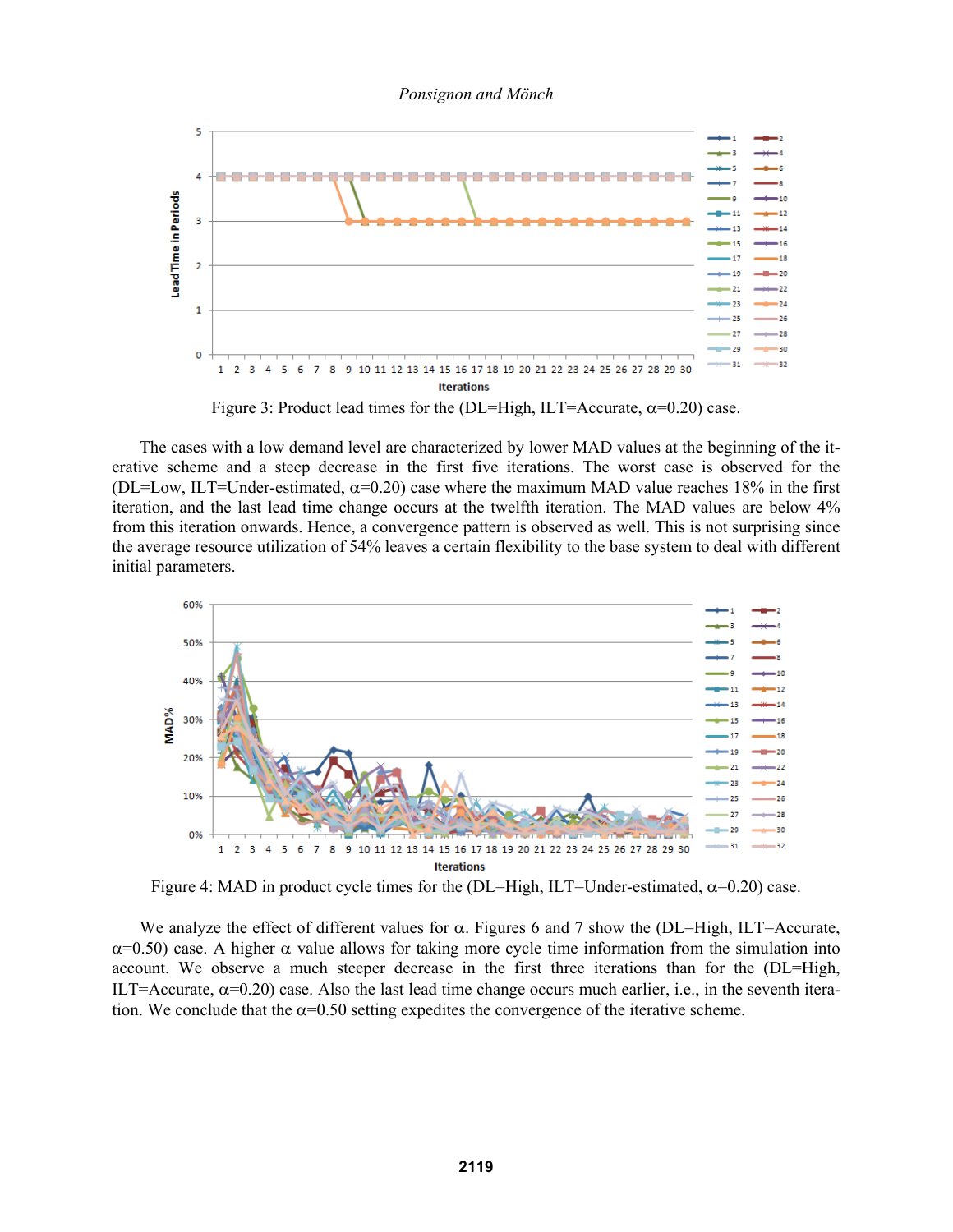Figure 3: Product lead times for the (DL=High, ILT=Accurate, $\alpha$=0.20) case.

The cases with a low demand level are characterized by lower MAD values at the beginning of the iterative scheme and a steep decrease in the first five iterations. The worst case is observed for the (DL=Low, ILT=Under-estimated, $\alpha$=0.20) case where the maximum MAD value reaches 18% in the first iteration, and the last lead time change occurs at the twelfth iteration. The MAD values are below 4% from this iteration onwards. Hence, a convergence pattern is observed as well. This is not surprising since the average resource utilization of 54% leaves a certain flexibility to the base system to deal with different initial parameters.

Figure 4: MAD in product cycle times for the (DL=High, ILT=Under-estimated, $\alpha$=0.20) case.

We analyze the effect of different values for $\alpha$. Figures 6 and 7 show the (DL=High, ILT=Accurate, $\alpha$=0.50) case. A higher $\alpha$ value allows for taking more cycle time information from the simulation into account. We observe a much steeper decrease in the first three iterations than for the (DL=High, ILT=Accurate, $\alpha$=0.20) case. Also the last lead time change occurs much earlier, i.e., in the seventh iteration. We conclude that the $\alpha$=0.50 setting expedites the convergence of the iterative scheme.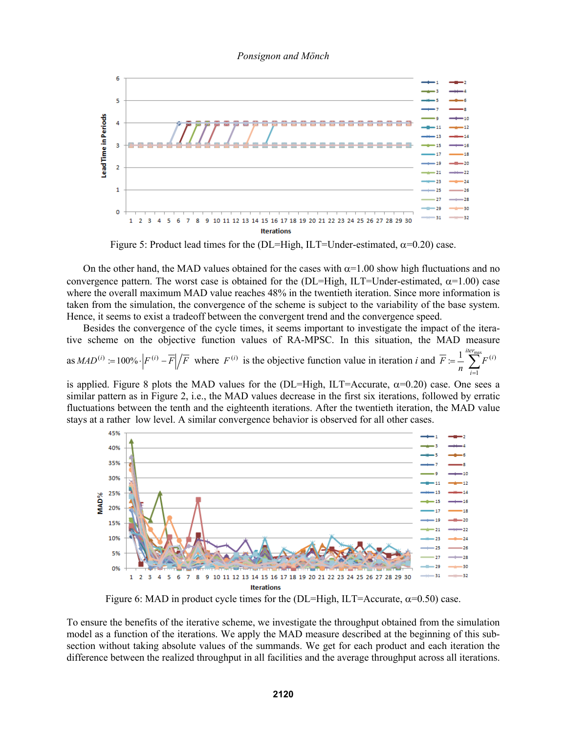Figure 5: Product lead times for the (DL=High, ILT=Under-estimated, α=0.20) case.

On the other hand, the MAD values obtained for the cases with α=1.00 show high fluctuations and no convergence pattern. The worst case is obtained for the (DL=High, ILT=Under-estimated, α=1.00) case where the overall maximum MAD value reaches 48% in the twentieth iteration. Since more information is taken from the simulation, the convergence of the scheme is subject to the variability of the base system. Hence, it seems to exist a tradeoff between the convergent trend and the convergence speed.

Besides the convergence of the cycle times, it seems important to investigate the impact of the iterative scheme on the objective function values of RA-MPSC. In this situation, the MAD measure as $MAD^{(i)} := 100\% \cdot \left| F^{(i)} - \overline{F} \right| / \overline{F}$ where $F^{(i)}$ is the objective function value in iteration $i$ and $\overline{F} := \frac{1}{n} \sum_{i=1}^{iter_{\max}} F^{(i)}$ is applied. Figure 8 plots the MAD values for the (DL=High, ILT=Accurate, α=0.20) case. One sees a similar pattern as in Figure 2, i.e., the MAD values decrease in the first six iterations, followed by erratic fluctuations between the tenth and the eighteenth iterations. After the twentieth iteration, the MAD value stays at a rather low level. A similar convergence behavior is observed for all other cases.

Figure 6: MAD in product cycle times for the (DL=High, ILT=Accurate, α=0.50) case.

To ensure the benefits of the iterative scheme, we investigate the throughput obtained from the simulation model as a function of the iterations. We apply the MAD measure described at the beginning of this subsection without taking absolute values of the summands. We get for each product and each iteration the difference between the realized throughput in all facilities and the average throughput across all iterations.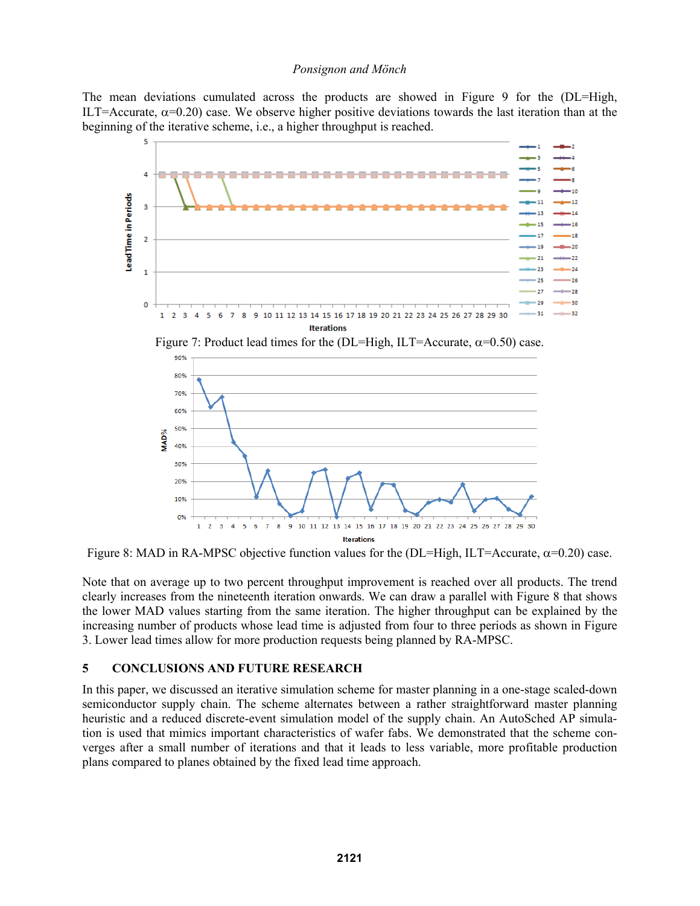The mean deviations cumulated across the products are showed in Figure 9 for the (DL=High, ILT=Accurate, $\alpha$=0.20) case. We observe higher positive deviations towards the last iteration than at the beginning of the iterative scheme, i.e., a higher throughput is reached.

Figure 7: Product lead times for the (DL=High, ILT=Accurate, $\alpha$=0.50) case.

Figure 8: MAD in RA-MPSC objective function values for the (DL=High, ILT=Accurate, $\alpha$=0.20) case.

Note that on average up to two percent throughput improvement is reached over all products. The trend clearly increases from the nineteenth iteration onwards. We can draw a parallel with Figure 8 that shows the lower MAD values starting from the same iteration. The higher throughput can be explained by the increasing number of products whose lead time is adjusted from four to three periods as shown in Figure 3. Lower lead times allow for more production requests being planned by RA-MPSC.

## 5 CONCLUSIONS AND FUTURE RESEARCH

In this paper, we discussed an iterative simulation scheme for master planning in a one-stage scaled-down semiconductor supply chain. The scheme alternates between a rather straightforward master planning heuristic and a reduced discrete-event simulation model of the supply chain. An AutoSched AP simulation is used that mimics important characteristics of wafer fabs. We demonstrated that the scheme converges after a small number of iterations and that it leads to less variable, more profitable production plans compared to planes obtained by the fixed lead time approach.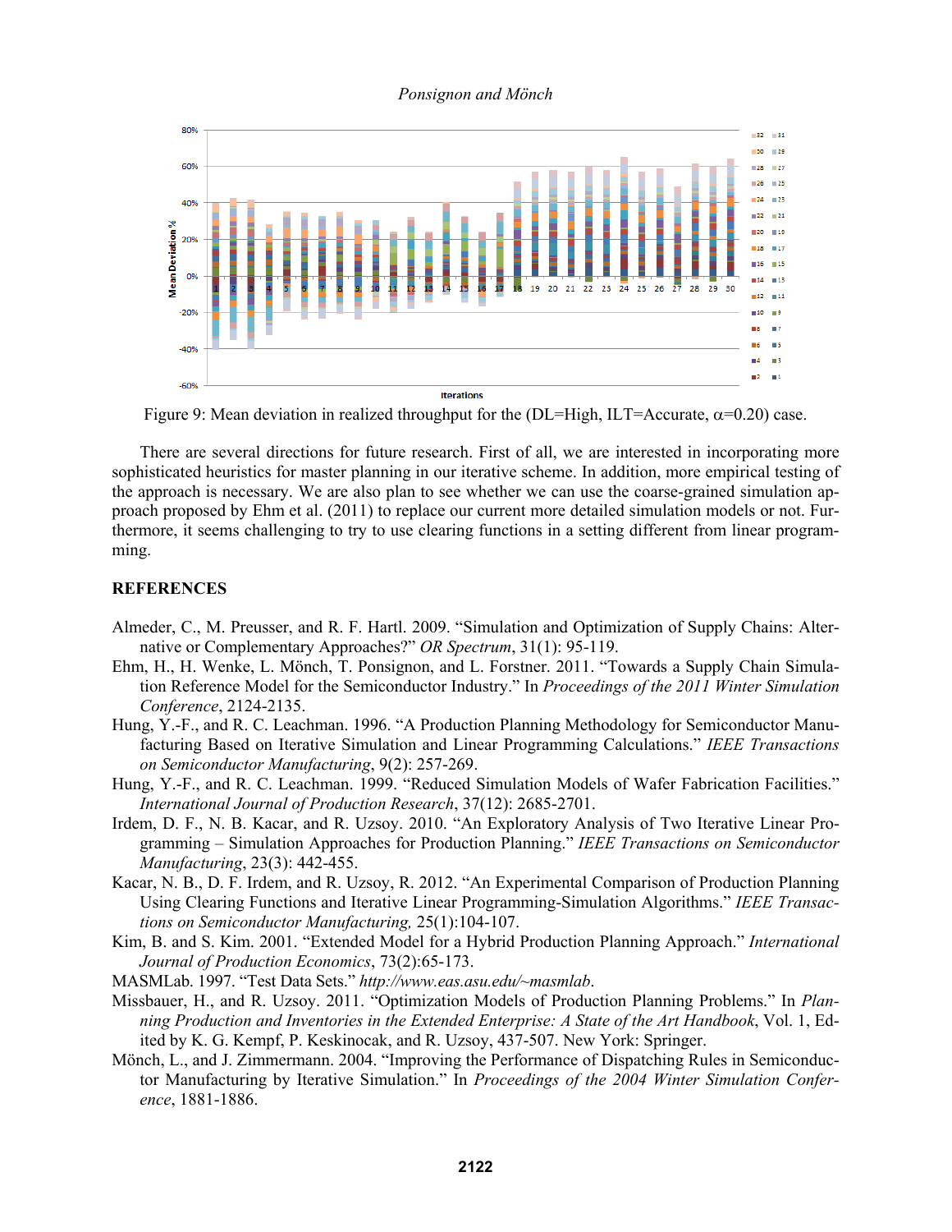Figure 9: Mean deviation in realized throughput for the (DL=High, ILT=Accurate, $\alpha$=0.20) case.

There are several directions for future research. First of all, we are interested in incorporating more sophisticated heuristics for master planning in our iterative scheme. In addition, more empirical testing of the approach is necessary. We are also plan to see whether we can use the coarse-grained simulation approach proposed by Ehm et al. (2011) to replace our current more detailed simulation models or not. Furthermore, it seems challenging to try to use clearing functions in a setting different from linear programming.

## REFERENCES

Almeder, C., M. Preusser, and R. F. Hartl. 2009. "Simulation and Optimization of Supply Chains: Alternative or Complementary Approaches?" *OR Spectrum*, 31(1): 95-119.

Ehm, H., H. Wenke, L. Mönch, T. Ponsignon, and L. Forstner. 2011. "Towards a Supply Chain Simulation Reference Model for the Semiconductor Industry." In *Proceedings of the 2011 Winter Simulation Conference*, 2124-2135.

Hung, Y.-F., and R. C. Leachman. 1996. "A Production Planning Methodology for Semiconductor Manufacturing Based on Iterative Simulation and Linear Programming Calculations." *IEEE Transactions on Semiconductor Manufacturing*, 9(2): 257-269.

Hung, Y.-F., and R. C. Leachman. 1999. "Reduced Simulation Models of Wafer Fabrication Facilities." *International Journal of Production Research*, 37(12): 2685-2701.

Irdem, D. F., N. B. Kacar, and R. Uzsoy. 2010. "An Exploratory Analysis of Two Iterative Linear Programming – Simulation Approaches for Production Planning." *IEEE Transactions on Semiconductor Manufacturing*, 23(3): 442-455.

Kacar, N. B., D. F. Irdem, and R. Uzsoy, R. 2012. "An Experimental Comparison of Production Planning Using Clearing Functions and Iterative Linear Programming-Simulation Algorithms." *IEEE Transactions on Semiconductor Manufacturing,* 25(1):104-107.

Kim, B. and S. Kim. 2001. "Extended Model for a Hybrid Production Planning Approach." *International Journal of Production Economics*, 73(2):65-173.

MASMLab. 1997. "Test Data Sets." *http://www.eas.asu.edu/~masmlab*.

Missbauer, H., and R. Uzsoy. 2011. "Optimization Models of Production Planning Problems." In *Planning Production and Inventories in the Extended Enterprise: A State of the Art Handbook*, Vol. 1, Edited by K. G. Kempf, P. Keskinocak, and R. Uzsoy, 437-507. New York: Springer.

Mönch, L., and J. Zimmermann. 2004. "Improving the Performance of Dispatching Rules in Semiconductor Manufacturing by Iterative Simulation." In *Proceedings of the 2004 Winter Simulation Conference*, 1881-1886.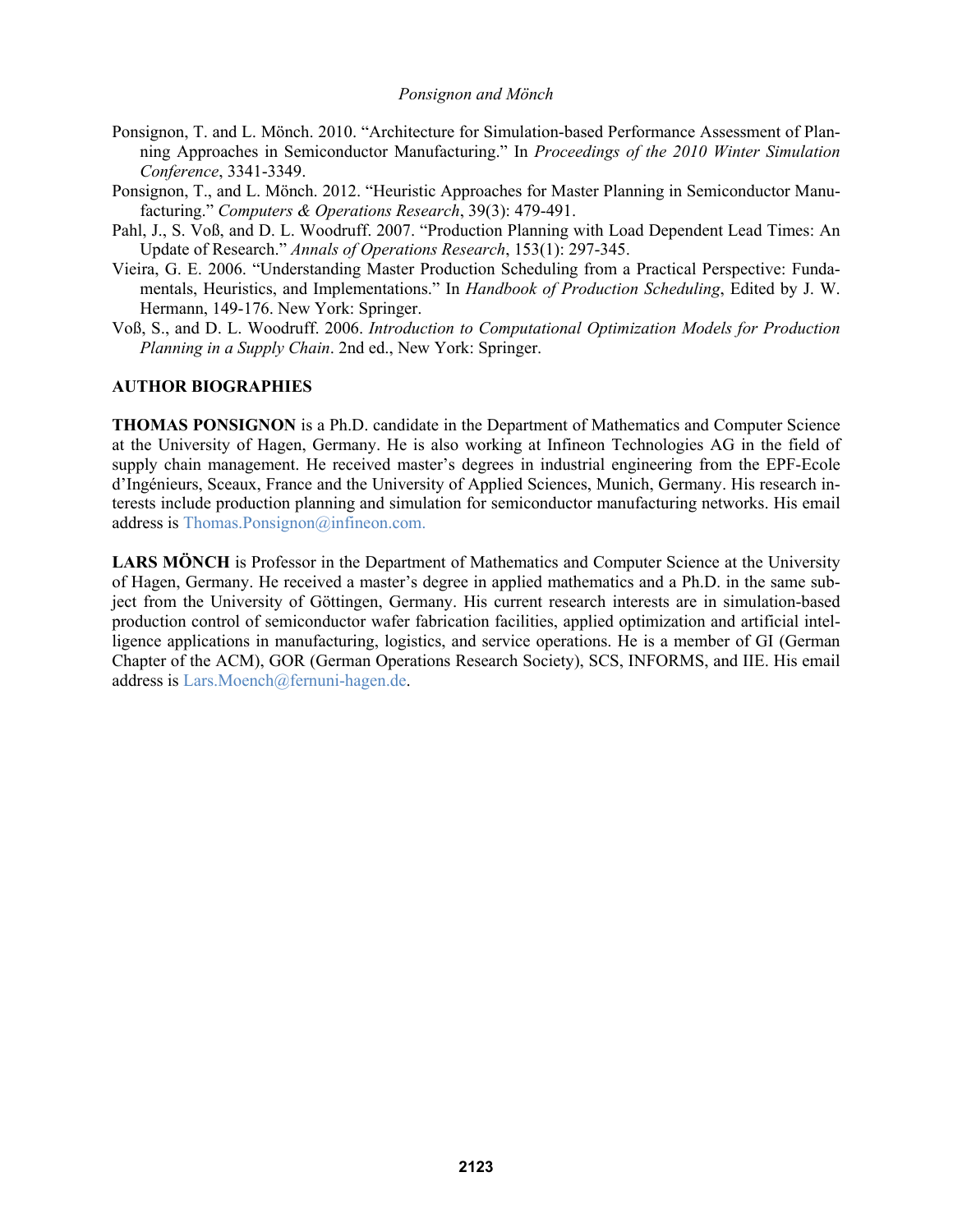Ponsignon, T. and L. Mönch. 2010. "Architecture for Simulation-based Performance Assessment of Planning Approaches in Semiconductor Manufacturing." In *Proceedings of the 2010 Winter Simulation Conference*, 3341-3349.

Ponsignon, T., and L. Mönch. 2012. "Heuristic Approaches for Master Planning in Semiconductor Manufacturing." *Computers & Operations Research*, 39(3): 479-491.

Pahl, J., S. Voß, and D. L. Woodruff. 2007. "Production Planning with Load Dependent Lead Times: An Update of Research." *Annals of Operations Research*, 153(1): 297-345.

Vieira, G. E. 2006. "Understanding Master Production Scheduling from a Practical Perspective: Fundamentals, Heuristics, and Implementations." In *Handbook of Production Scheduling*, Edited by J. W. Hermann, 149-176. New York: Springer.

Voß, S., and D. L. Woodruff. 2006. *Introduction to Computational Optimization Models for Production Planning in a Supply Chain*. 2nd ed., New York: Springer.

## AUTHOR BIOGRAPHIES

**THOMAS PONSIGNON** is a Ph.D. candidate in the Department of Mathematics and Computer Science at the University of Hagen, Germany. He is also working at Infineon Technologies AG in the field of supply chain management. He received master's degrees in industrial engineering from the EPF-Ecole d'Ingénieurs, Sceaux, France and the University of Applied Sciences, Munich, Germany. His research interests include production planning and simulation for semiconductor manufacturing networks. His email address is Thomas.Ponsignon@infineon.com.

**LARS MÖNCH** is Professor in the Department of Mathematics and Computer Science at the University of Hagen, Germany. He received a master's degree in applied mathematics and a Ph.D. in the same subject from the University of Göttingen, Germany. His current research interests are in simulation-based production control of semiconductor wafer fabrication facilities, applied optimization and artificial intelligence applications in manufacturing, logistics, and service operations. He is a member of GI (German Chapter of the ACM), GOR (German Operations Research Society), SCS, INFORMS, and IIE. His email address is Lars.Moench@fernuni-hagen.de.